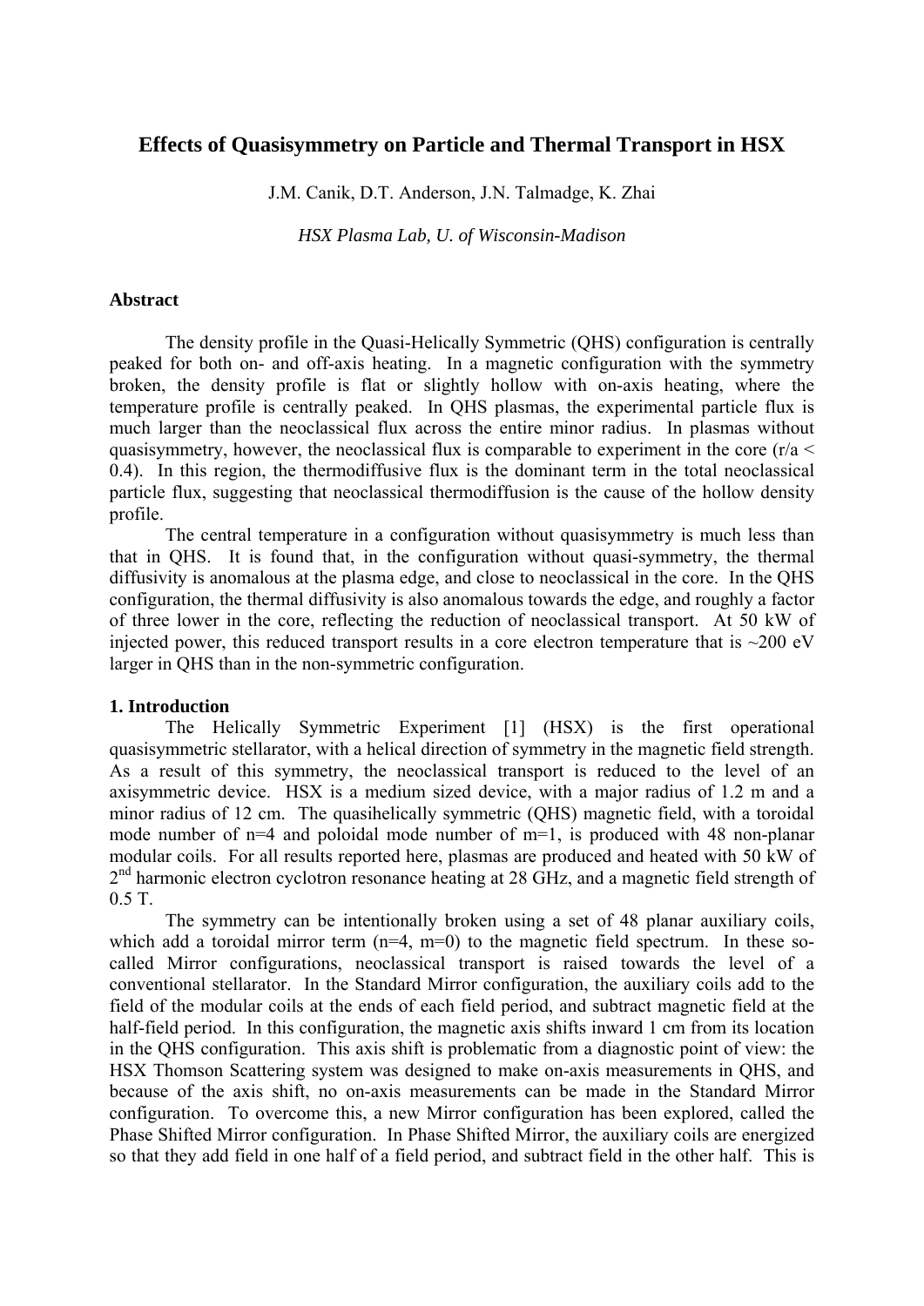# Effects of Quasisymmetry on Particle and Thermal Transport in HSX

J.M. Canik, D.T. Anderson, J.N. Talmadge, K. Zhai

*HSX Plasma Lab, U. of Wisconsin-Madison*

## Abstract

The density profile in the Quasi-Helically Symmetric (QHS) configuration is centrally peaked for both on- and off-axis heating. In a magnetic configuration with the symmetry broken, the density profile is flat or slightly hollow with on-axis heating, where the temperature profile is centrally peaked. In QHS plasmas, the experimental particle flux is much larger than the neoclassical flux across the entire minor radius. In plasmas without quasisymmetry, however, the neoclassical flux is comparable to experiment in the core ($r/a < 0.4$). In this region, the thermodiffusive flux is the dominant term in the total neoclassical particle flux, suggesting that neoclassical thermodiffusion is the cause of the hollow density profile.

The central temperature in a configuration without quasisymmetry is much less than that in QHS. It is found that, in the configuration without quasi-symmetry, the thermal diffusivity is anomalous at the plasma edge, and close to neoclassical in the core. In the QHS configuration, the thermal diffusivity is also anomalous towards the edge, and roughly a factor of three lower in the core, reflecting the reduction of neoclassical transport. At 50 kW of injected power, this reduced transport results in a core electron temperature that is ~200 eV larger in QHS than in the non-symmetric configuration.

## 1. Introduction

The Helically Symmetric Experiment [1] (HSX) is the first operational quasisymmetric stellarator, with a helical direction of symmetry in the magnetic field strength. As a result of this symmetry, the neoclassical transport is reduced to the level of an axisymmetric device. HSX is a medium sized device, with a major radius of 1.2 m and a minor radius of 12 cm. The quasihelically symmetric (QHS) magnetic field, with a toroidal mode number of n=4 and poloidal mode number of m=1, is produced with 48 non-planar modular coils. For all results reported here, plasmas are produced and heated with 50 kW of 2nd harmonic electron cyclotron resonance heating at 28 GHz, and a magnetic field strength of 0.5 T.

The symmetry can be intentionally broken using a set of 48 planar auxiliary coils, which add a toroidal mirror term (n=4, m=0) to the magnetic field spectrum. In these so-called Mirror configurations, neoclassical transport is raised towards the level of a conventional stellarator. In the Standard Mirror configuration, the auxiliary coils add to the field of the modular coils at the ends of each field period, and subtract magnetic field at the half-field period. In this configuration, the magnetic axis shifts inward 1 cm from its location in the QHS configuration. This axis shift is problematic from a diagnostic point of view: the HSX Thomson Scattering system was designed to make on-axis measurements in QHS, and because of the axis shift, no on-axis measurements can be made in the Standard Mirror configuration. To overcome this, a new Mirror configuration has been explored, called the Phase Shifted Mirror configuration. In Phase Shifted Mirror, the auxiliary coils are energized so that they add field in one half of a field period, and subtract field in the other half. This is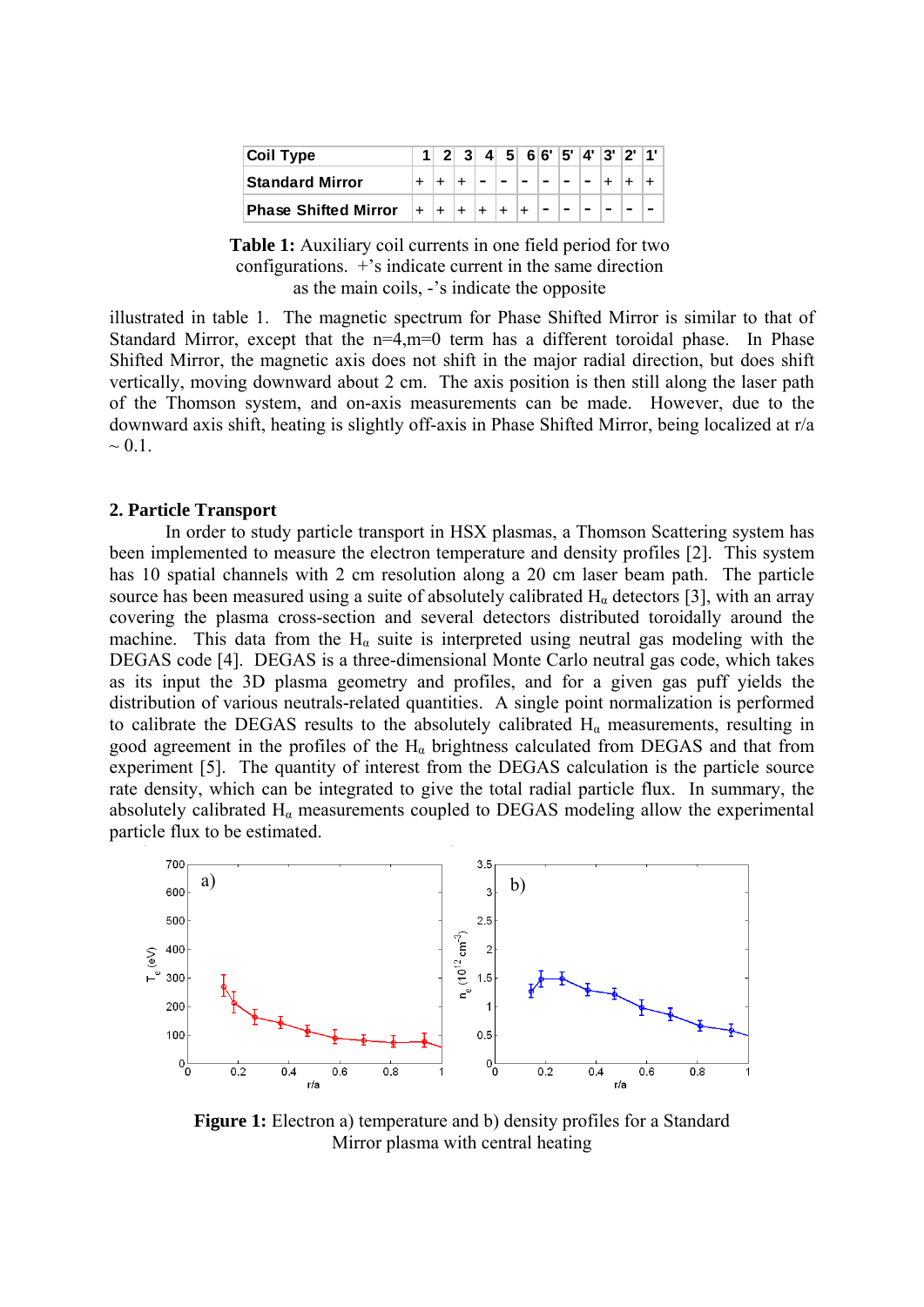| Coil Type | 1 | 2 | 3 | 4 | 5 | 6 | 6' | 5' | 4' | 3' | 2' | 1' |
|---|---|---|---|---|---|---|---|---|---|---|---|---|
| Standard Mirror | + | + | + | - | - | - | - | - | - | + | + | + |
| Phase Shifted Mirror | + | + | + | + | + | + | - | - | - | - | - | - |

**Table 1:** Auxiliary coil currents in one field period for two configurations. +'s indicate current in the same direction as the main coils, -'s indicate the opposite

illustrated in table 1. The magnetic spectrum for Phase Shifted Mirror is similar to that of Standard Mirror, except that the n=4,m=0 term has a different toroidal phase. In Phase Shifted Mirror, the magnetic axis does not shift in the major radial direction, but does shift vertically, moving downward about 2 cm. The axis position is then still along the laser path of the Thomson system, and on-axis measurements can be made. However, due to the downward axis shift, heating is slightly off-axis in Phase Shifted Mirror, being localized at r/a ~ 0.1.

## 2. Particle Transport

In order to study particle transport in HSX plasmas, a Thomson Scattering system has been implemented to measure the electron temperature and density profiles [2]. This system has 10 spatial channels with 2 cm resolution along a 20 cm laser beam path. The particle source has been measured using a suite of absolutely calibrated $H_\alpha$ detectors [3], with an array covering the plasma cross-section and several detectors distributed toroidally around the machine. This data from the $H_\alpha$ suite is interpreted using neutral gas modeling with the DEGAS code [4]. DEGAS is a three-dimensional Monte Carlo neutral gas code, which takes as its input the 3D plasma geometry and profiles, and for a given gas puff yields the distribution of various neutrals-related quantities. A single point normalization is performed to calibrate the DEGAS results to the absolutely calibrated $H_\alpha$ measurements, resulting in good agreement in the profiles of the $H_\alpha$ brightness calculated from DEGAS and that from experiment [5]. The quantity of interest from the DEGAS calculation is the particle source rate density, which can be integrated to give the total radial particle flux. In summary, the absolutely calibrated $H_\alpha$ measurements coupled to DEGAS modeling allow the experimental particle flux to be estimated.

**Figure 1:** Electron a) temperature and b) density profiles for a Standard Mirror plasma with central heating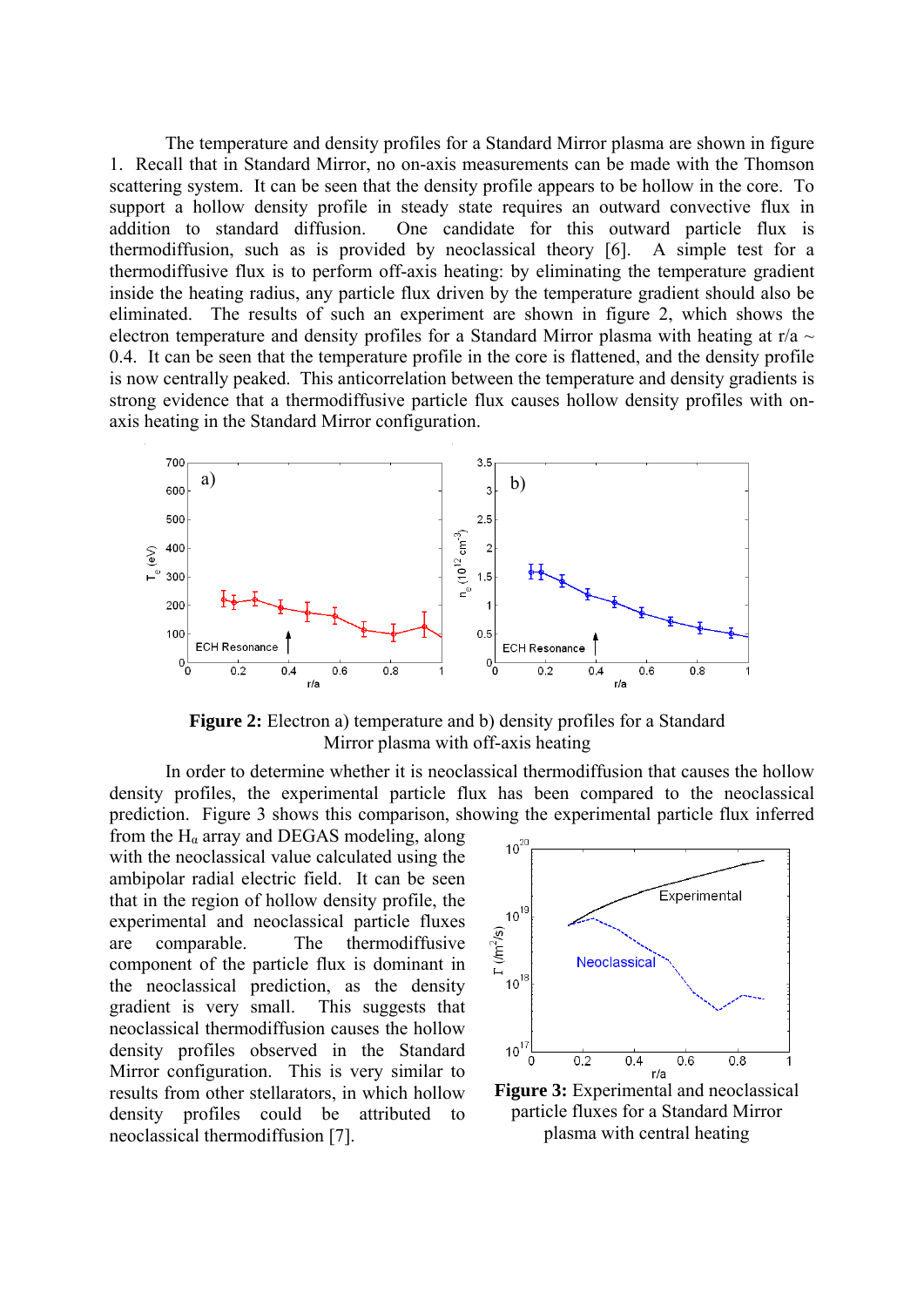The temperature and density profiles for a Standard Mirror plasma are shown in figure 1. Recall that in Standard Mirror, no on-axis measurements can be made with the Thomson scattering system. It can be seen that the density profile appears to be hollow in the core. To support a hollow density profile in steady state requires an outward convective flux in addition to standard diffusion. One candidate for this outward particle flux is thermodiffusion, such as is provided by neoclassical theory [6]. A simple test for a thermodiffusive flux is to perform off-axis heating: by eliminating the temperature gradient inside the heating radius, any particle flux driven by the temperature gradient should also be eliminated. The results of such an experiment are shown in figure 2, which shows the electron temperature and density profiles for a Standard Mirror plasma with heating at r/a ~ 0.4. It can be seen that the temperature profile in the core is flattened, and the density profile is now centrally peaked. This anticorrelation between the temperature and density gradients is strong evidence that a thermodiffusive particle flux causes hollow density profiles with on-axis heating in the Standard Mirror configuration.

**Figure 2:** Electron a) temperature and b) density profiles for a Standard Mirror plasma with off-axis heating

In order to determine whether it is neoclassical thermodiffusion that causes the hollow density profiles, the experimental particle flux has been compared to the neoclassical prediction. Figure 3 shows this comparison, showing the experimental particle flux inferred from the $H_\alpha$ array and DEGAS modeling, along with the neoclassical value calculated using the ambipolar radial electric field. It can be seen that in the region of hollow density profile, the experimental and neoclassical particle fluxes are comparable. The thermodiffusive component of the particle flux is dominant in the neoclassical prediction, as the density gradient is very small. This suggests that neoclassical thermodiffusion causes the hollow density profiles observed in the Standard Mirror configuration. This is very similar to results from other stellarators, in which hollow density profiles could be attributed to neoclassical thermodiffusion [7].

**Figure 3:** Experimental and neoclassical particle fluxes for a Standard Mirror plasma with central heating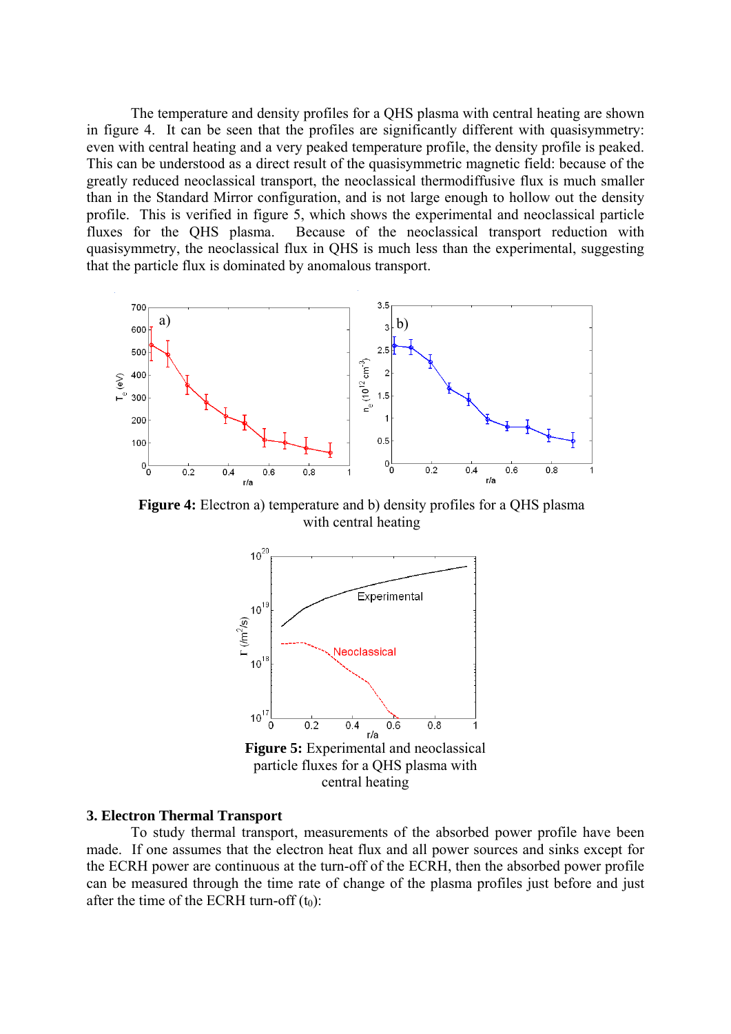The temperature and density profiles for a QHS plasma with central heating are shown in figure 4. It can be seen that the profiles are significantly different with quasisymmetry: even with central heating and a very peaked temperature profile, the density profile is peaked. This can be understood as a direct result of the quasisymmetric magnetic field: because of the greatly reduced neoclassical transport, the neoclassical thermodiffusive flux is much smaller than in the Standard Mirror configuration, and is not large enough to hollow out the density profile. This is verified in figure 5, which shows the experimental and neoclassical particle fluxes for the QHS plasma. Because of the neoclassical transport reduction with quasisymmetry, the neoclassical flux in QHS is much less than the experimental, suggesting that the particle flux is dominated by anomalous transport.

**Figure 4:** Electron a) temperature and b) density profiles for a QHS plasma with central heating

**Figure 5:** Experimental and neoclassical particle fluxes for a QHS plasma with central heating

## 3. Electron Thermal Transport

To study thermal transport, measurements of the absorbed power profile have been made. If one assumes that the electron heat flux and all power sources and sinks except for the ECRH power are continuous at the turn-off of the ECRH, then the absorbed power profile can be measured through the time rate of change of the plasma profiles just before and just after the time of the ECRH turn-off ($t_0$):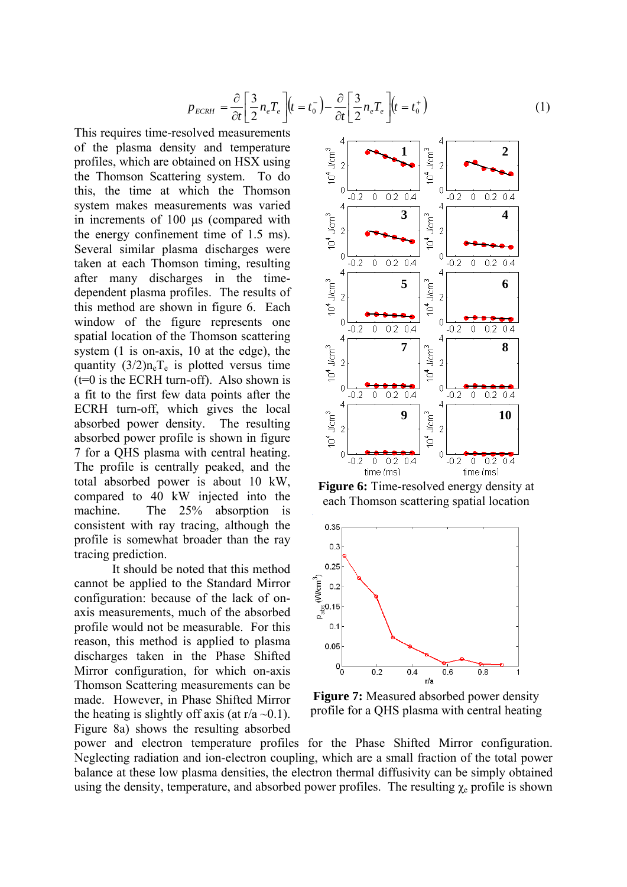$$p_{ECRH} = \frac{\partial}{\partial t}\left[\frac{3}{2}n_e T_e\right]\left(t = t_0^-\right) - \frac{\partial}{\partial t}\left[\frac{3}{2}n_e T_e\right]\left(t = t_0^+\right) \tag{1}$$

This requires time-resolved measurements of the plasma density and temperature profiles, which are obtained on HSX using the Thomson Scattering system. To do this, the time at which the Thomson system makes measurements was varied in increments of 100 µs (compared with the energy confinement time of 1.5 ms). Several similar plasma discharges were taken at each Thomson timing, resulting after many discharges in the time-dependent plasma profiles. The results of this method are shown in figure 6. Each window of the figure represents one spatial location of the Thomson scattering system (1 is on-axis, 10 at the edge), the quantity $(3/2)n_eT_e$ is plotted versus time (t=0 is the ECRH turn-off). Also shown is a fit to the first few data points after the ECRH turn-off, which gives the local absorbed power density. The resulting absorbed power profile is shown in figure 7 for a QHS plasma with central heating. The profile is centrally peaked, and the total absorbed power is about 10 kW, compared to 40 kW injected into the machine. The 25% absorption is consistent with ray tracing, although the profile is somewhat broader than the ray tracing prediction.

**Figure 6:** Time-resolved energy density at each Thomson scattering spatial location

**Figure 7:** Measured absorbed power density profile for a QHS plasma with central heating

It should be noted that this method cannot be applied to the Standard Mirror configuration: because of the lack of on-axis measurements, much of the absorbed profile would not be measurable. For this reason, this method is applied to plasma discharges taken in the Phase Shifted Mirror configuration, for which on-axis Thomson Scattering measurements can be made. However, in Phase Shifted Mirror the heating is slightly off axis (at r/a ~0.1). Figure 8a) shows the resulting absorbed power and electron temperature profiles for the Phase Shifted Mirror configuration. Neglecting radiation and ion-electron coupling, which are a small fraction of the total power balance at these low plasma densities, the electron thermal diffusivity can be simply obtained using the density, temperature, and absorbed power profiles. The resulting $\chi_e$ profile is shown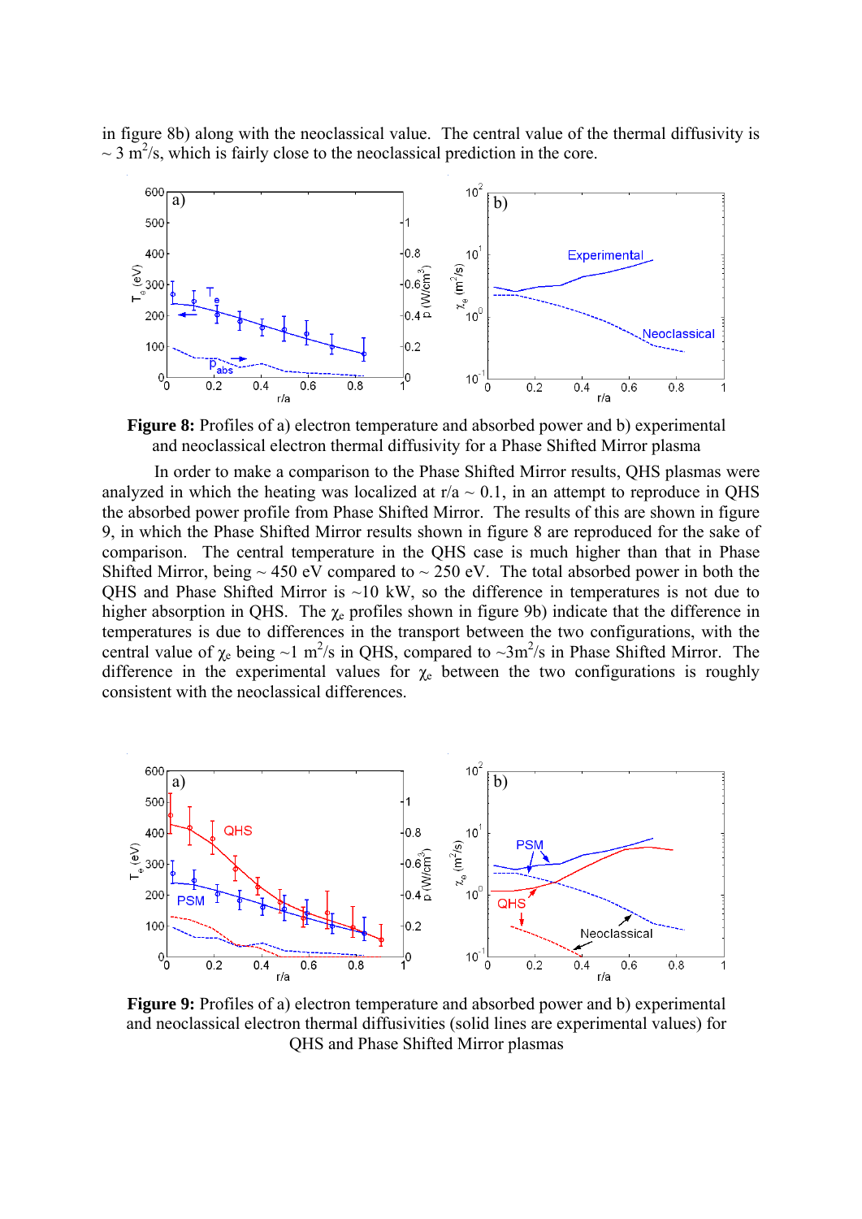in figure 8b) along with the neoclassical value. The central value of the thermal diffusivity is ~ 3 $m^2/s$, which is fairly close to the neoclassical prediction in the core.

**Figure 8:** Profiles of a) electron temperature and absorbed power and b) experimental and neoclassical electron thermal diffusivity for a Phase Shifted Mirror plasma

In order to make a comparison to the Phase Shifted Mirror results, QHS plasmas were analyzed in which the heating was localized at r/a ~ 0.1, in an attempt to reproduce in QHS the absorbed power profile from Phase Shifted Mirror. The results of this are shown in figure 9, in which the Phase Shifted Mirror results shown in figure 8 are reproduced for the sake of comparison. The central temperature in the QHS case is much higher than that in Phase Shifted Mirror, being ~ 450 eV compared to ~ 250 eV. The total absorbed power in both the QHS and Phase Shifted Mirror is ~10 kW, so the difference in temperatures is not due to higher absorption in QHS. The $\chi_e$ profiles shown in figure 9b) indicate that the difference in temperatures is due to differences in the transport between the two configurations, with the central value of $\chi_e$ being ~1 $m^2/s$ in QHS, compared to ~3$m^2/s$ in Phase Shifted Mirror. The difference in the experimental values for $\chi_e$ between the two configurations is roughly consistent with the neoclassical differences.

**Figure 9:** Profiles of a) electron temperature and absorbed power and b) experimental and neoclassical electron thermal diffusivities (solid lines are experimental values) for QHS and Phase Shifted Mirror plasmas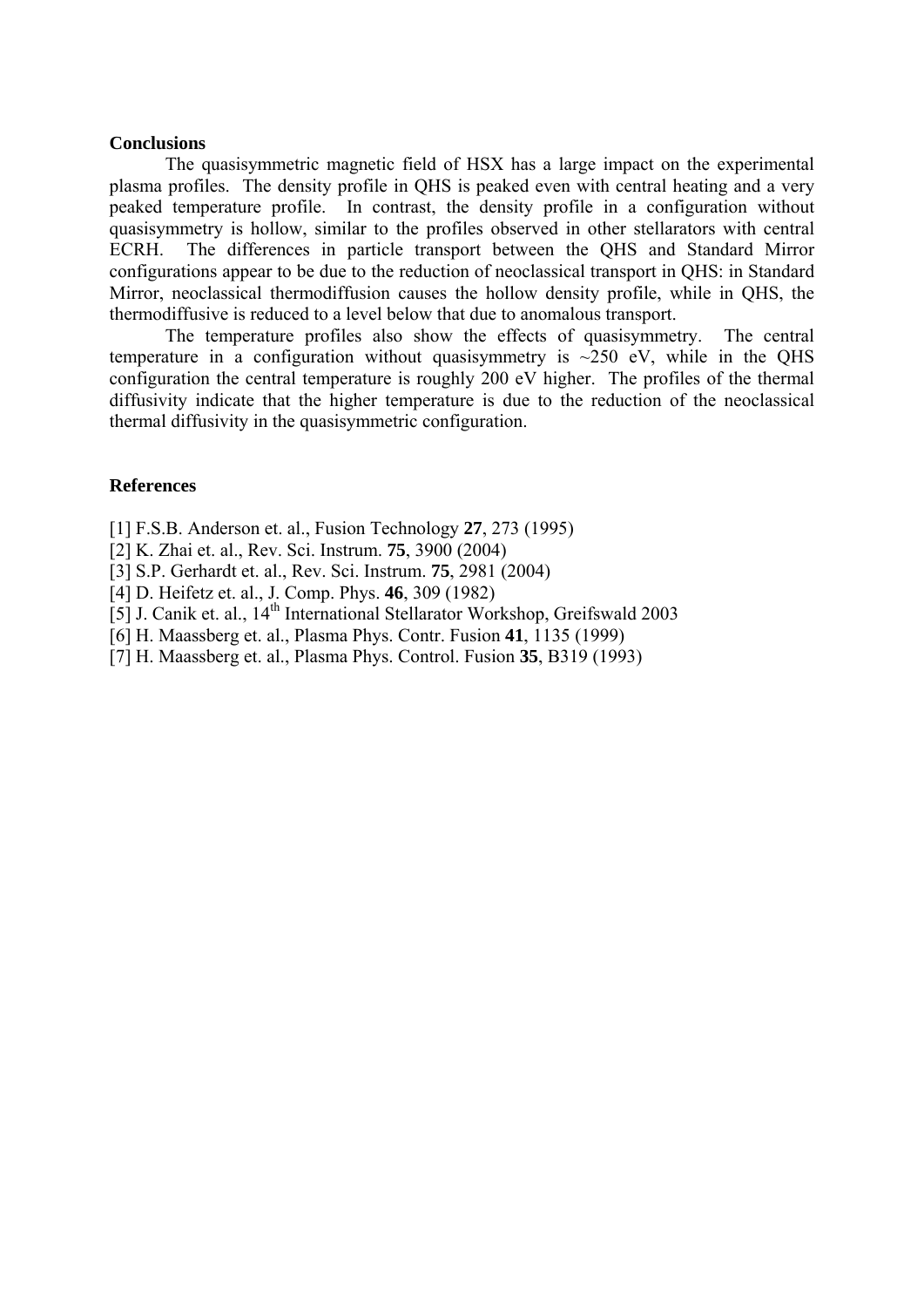## Conclusions

The quasisymmetric magnetic field of HSX has a large impact on the experimental plasma profiles. The density profile in QHS is peaked even with central heating and a very peaked temperature profile. In contrast, the density profile in a configuration without quasisymmetry is hollow, similar to the profiles observed in other stellarators with central ECRH. The differences in particle transport between the QHS and Standard Mirror configurations appear to be due to the reduction of neoclassical transport in QHS: in Standard Mirror, neoclassical thermodiffusion causes the hollow density profile, while in QHS, the thermodiffusive is reduced to a level below that due to anomalous transport.

The temperature profiles also show the effects of quasisymmetry. The central temperature in a configuration without quasisymmetry is ~250 eV, while in the QHS configuration the central temperature is roughly 200 eV higher. The profiles of the thermal diffusivity indicate that the higher temperature is due to the reduction of the neoclassical thermal diffusivity in the quasisymmetric configuration.

## References

[1] F.S.B. Anderson et. al., Fusion Technology **27**, 273 (1995)
[2] K. Zhai et. al., Rev. Sci. Instrum. **75**, 3900 (2004)
[3] S.P. Gerhardt et. al., Rev. Sci. Instrum. **75**, 2981 (2004)
[4] D. Heifetz et. al., J. Comp. Phys. **46**, 309 (1982)
[5] J. Canik et. al., 14th International Stellarator Workshop, Greifswald 2003
[6] H. Maassberg et. al., Plasma Phys. Contr. Fusion **41**, 1135 (1999)
[7] H. Maassberg et. al., Plasma Phys. Control. Fusion **35**, B319 (1993)